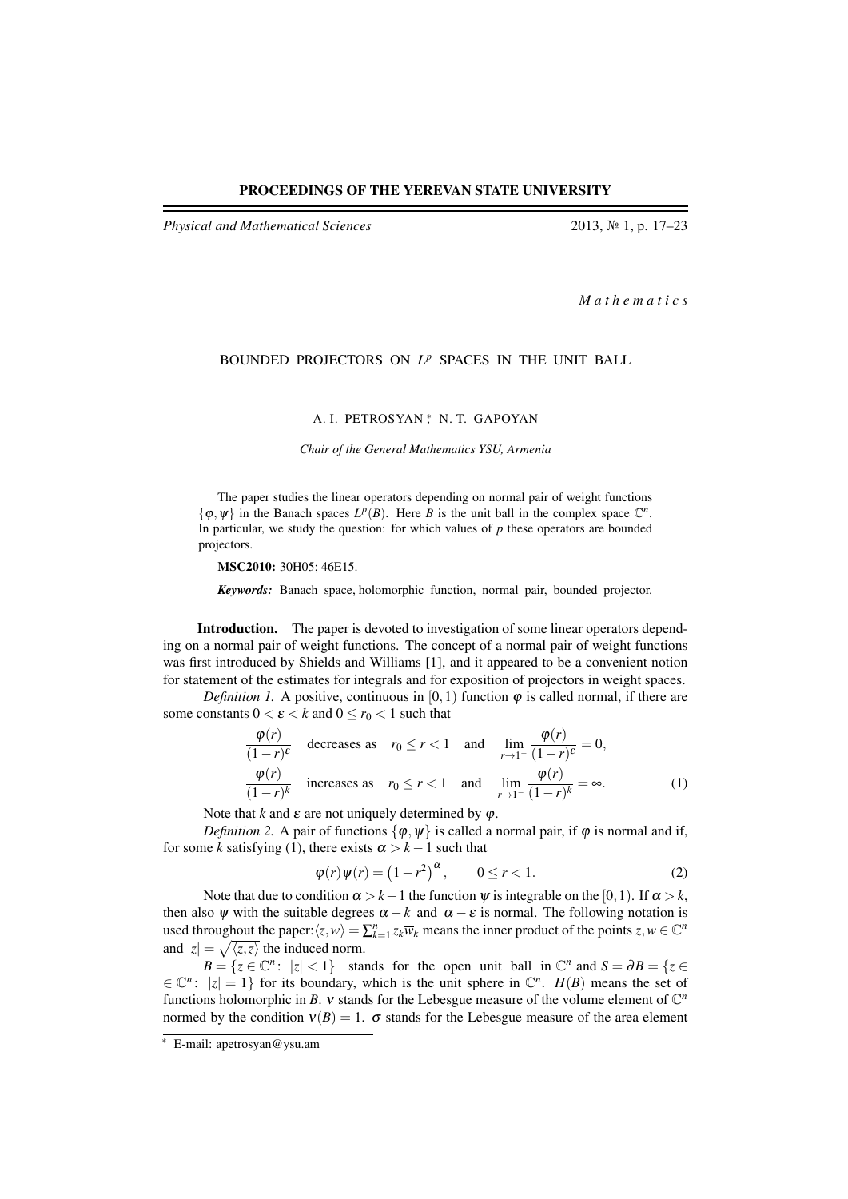**PROCEEDINGS OF THE YEREVAN STATE UNIVERSITY**

*Physical and Mathematical Sciences* 2013, № 1, p. 17–23

*M a t h e m a t i c s*

# BOUNDED PROJECTORS ON $L^p$ SPACES IN THE UNIT BALL

A. I. PETROSYAN [*], N. T. GAPOYAN

*Chair of the General Mathematics YSU, Armenia*

The paper studies the linear operators depending on normal pair of weight functions $\{\varphi, \psi\}$ in the Banach spaces $L^p(B)$. Here $B$ is the unit ball in the complex space $\mathbb{C}^n$. In particular, we study the question: for which values of $p$ these operators are bounded projectors.

**MSC2010:** 30H05; 46E15.

***Keywords:*** Banach space, holomorphic function, normal pair, bounded projector.

**Introduction.** The paper is devoted to investigation of some linear operators depending on a normal pair of weight functions. The concept of a normal pair of weight functions was first introduced by Shields and Williams [1], and it appeared to be a convenient notion for statement of the estimates for integrals and for exposition of projectors in weight spaces.

*Definition 1.* A positive, continuous in $[0,1)$ function $\varphi$ is called normal, if there are some constants $0 < \varepsilon < k$ and $0 \le r_0 < 1$ such that

$$\frac{\varphi(r)}{(1-r)^{\varepsilon}} \quad \text{decreases as} \quad r_0 \le r < 1 \quad \text{and} \quad \lim_{r \to 1^-} \frac{\varphi(r)}{(1-r)^{\varepsilon}} = 0,$$

$$\frac{\varphi(r)}{(1-r)^{k}} \quad \text{increases as} \quad r_0 \le r < 1 \quad \text{and} \quad \lim_{r \to 1^-} \frac{\varphi(r)}{(1-r)^{k}} = \infty. \tag{1}$$

Note that $k$ and $\varepsilon$ are not uniquely determined by $\varphi$.

*Definition 2.* A pair of functions $\{\varphi, \psi\}$ is called a normal pair, if $\varphi$ is normal and if, for some $k$ satisfying (1), there exists $\alpha > k-1$ such that

$$\varphi(r)\psi(r) = \left(1-r^2\right)^{\alpha}, \qquad 0 \le r < 1. \tag{2}$$

Note that due to condition $\alpha > k-1$ the function $\psi$ is integrable on the $[0,1)$. If $\alpha > k$, then also $\psi$ with the suitable degrees $\alpha - k$ and $\alpha - \varepsilon$ is normal. The following notation is used throughout the paper: $\langle z, w\rangle = \sum_{k=1}^{n} z_k \overline{w}_k$ means the inner product of the points $z, w \in \mathbb{C}^n$ and $|z| = \sqrt{\langle z, z\rangle}$ the induced norm.

$B = \{z \in \mathbb{C}^n : \ |z| < 1\}$ stands for the open unit ball in $\mathbb{C}^n$ and $S = \partial B = \{z \in \mathbb{C}^n : \ |z| = 1\}$ for its boundary, which is the unit sphere in $\mathbb{C}^n$. $H(B)$ means the set of functions holomorphic in $B$. $\nu$ stands for the Lebesgue measure of the volume element of $\mathbb{C}^n$ normed by the condition $\nu(B) = 1$. $\sigma$ stands for the Lebesgue measure of the area element

[*] E-mail: apetrosyan@ysu.am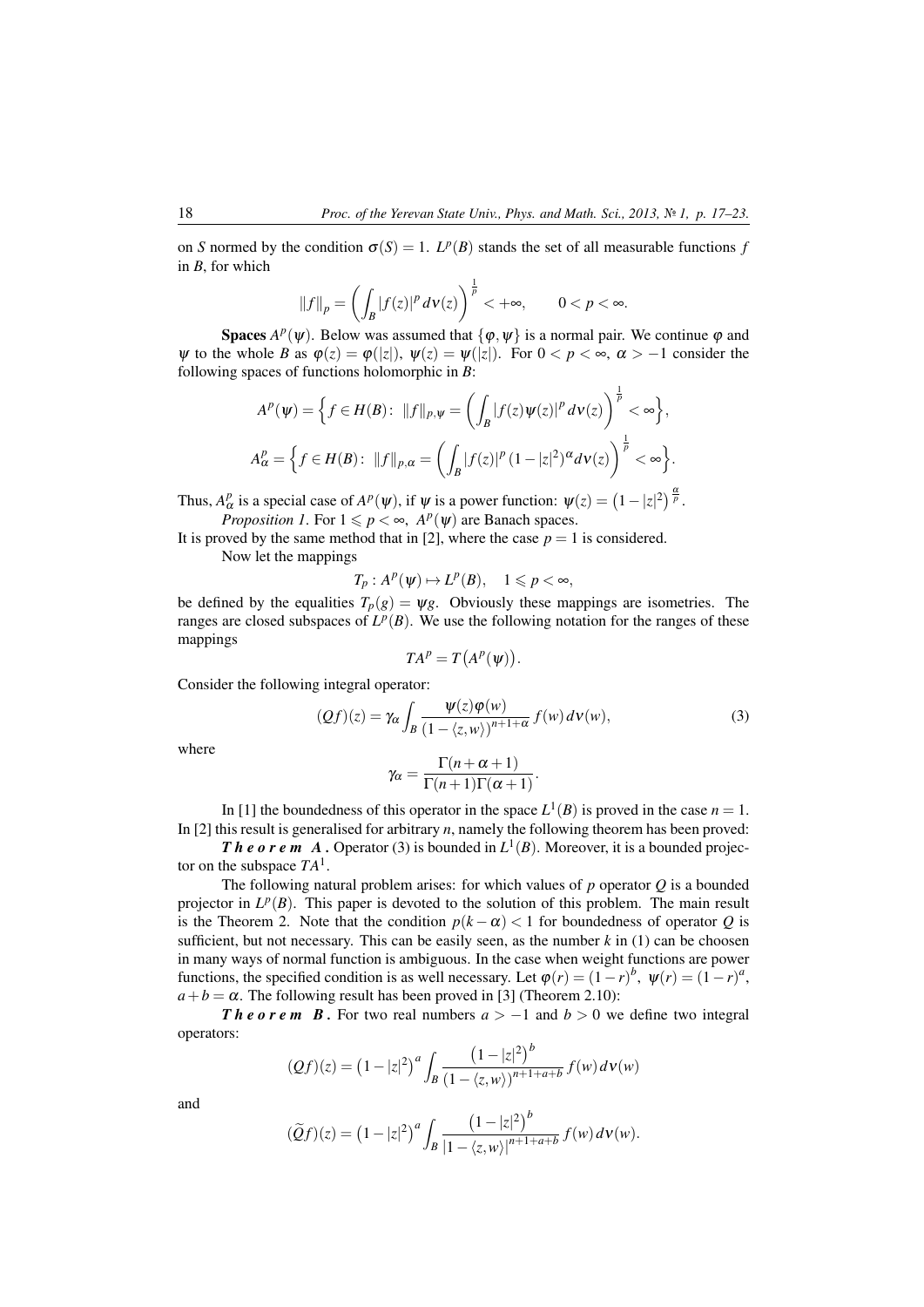on $S$ normed by the condition $\sigma(S) = 1$. $L^p(B)$ stands the set of all measurable functions $f$ in $B$, for which

$$\|f\|_p = \left( \int_B |f(z)|^p \, d\nu(z) \right)^{\frac{1}{p}} < +\infty, \qquad 0 < p < \infty.$$

**Spaces** $A^p(\psi)$. Below was assumed that $\{\varphi, \psi\}$ is a normal pair. We continue $\varphi$ and $\psi$ to the whole $B$ as $\varphi(z) = \varphi(|z|)$, $\psi(z) = \psi(|z|)$. For $0 < p < \infty$, $\alpha > -1$ consider the following spaces of functions holomorphic in $B$:

$$A^p(\psi) = \Big\{ f \in H(B) \colon \; \|f\|_{p,\psi} = \left( \int_B |f(z)\psi(z)|^p \, d\nu(z) \right)^{\frac{1}{p}} < \infty \Big\},$$

$$A^p_\alpha = \Big\{ f \in H(B) \colon \; \|f\|_{p,\alpha} = \left( \int_B |f(z)|^p \, (1 - |z|^2)^\alpha d\nu(z) \right)^{\frac{1}{p}} < \infty \Big\}.$$

Thus, $A^p_\alpha$ is a special case of $A^p(\psi)$, if $\psi$ is a power function: $\psi(z) = \left(1 - |z|^2\right)^{\frac{\alpha}{p}}$.

*Proposition 1*. For $1 \leqslant p < \infty$, $A^p(\psi)$ are Banach spaces.

It is proved by the same method that in [2], where the case $p = 1$ is considered.

Now let the mappings

$$T_p : A^p(\psi) \mapsto L^p(B), \quad 1 \leqslant p < \infty,$$

be defined by the equalities $T_p(g) = \psi g$. Obviously these mappings are isometries. The ranges are closed subspaces of $L^p(B)$. We use the following notation for the ranges of these mappings

$$TA^p = T\big(A^p(\psi)\big).$$

Consider the following integral operator:

$$(Qf)(z) = \gamma_\alpha \int_B \frac{\psi(z)\varphi(w)}{\left(1 - \langle z, w \rangle\right)^{n+1+\alpha}} \, f(w) \, d\nu(w), \tag{3}$$

where

$$\gamma_\alpha = \frac{\Gamma(n + \alpha + 1)}{\Gamma(n+1)\Gamma(\alpha + 1)}.$$

In [1] the boundedness of this operator in the space $L^1(B)$ is proved in the case $n = 1$. In [2] this result is generalised for arbitrary $n$, namely the following theorem has been proved:

***Theorem A.*** Operator (3) is bounded in $L^1(B)$. Moreover, it is a bounded projector on the subspace $TA^1$.

The following natural problem arises: for which values of $p$ operator $Q$ is a bounded projector in $L^p(B)$. This paper is devoted to the solution of this problem. The main result is the Theorem 2. Note that the condition $p(k - \alpha) < 1$ for boundedness of operator $Q$ is sufficient, but not necessary. This can be easily seen, as the number $k$ in (1) can be choosen in many ways of normal function is ambiguous. In the case when weight functions are power functions, the specified condition is as well necessary. Let $\varphi(r) = (1 - r)^b$, $\psi(r) = (1 - r)^a$, $a + b = \alpha$. The following result has been proved in [3] (Theorem 2.10):

***Theorem B.*** For two real numbers $a > -1$ and $b > 0$ we define two integral operators:

$$(Qf)(z) = \left(1 - |z|^2\right)^a \int_B \frac{\left(1 - |z|^2\right)^b}{\left(1 - \langle z, w \rangle\right)^{n+1+a+b}} \, f(w) \, d\nu(w)$$

and

$$(\widetilde{Q}f)(z) = \left(1 - |z|^2\right)^a \int_B \frac{\left(1 - |z|^2\right)^b}{\left|1 - \langle z, w \rangle\right|^{n+1+a+b}} \, f(w) \, d\nu(w).$$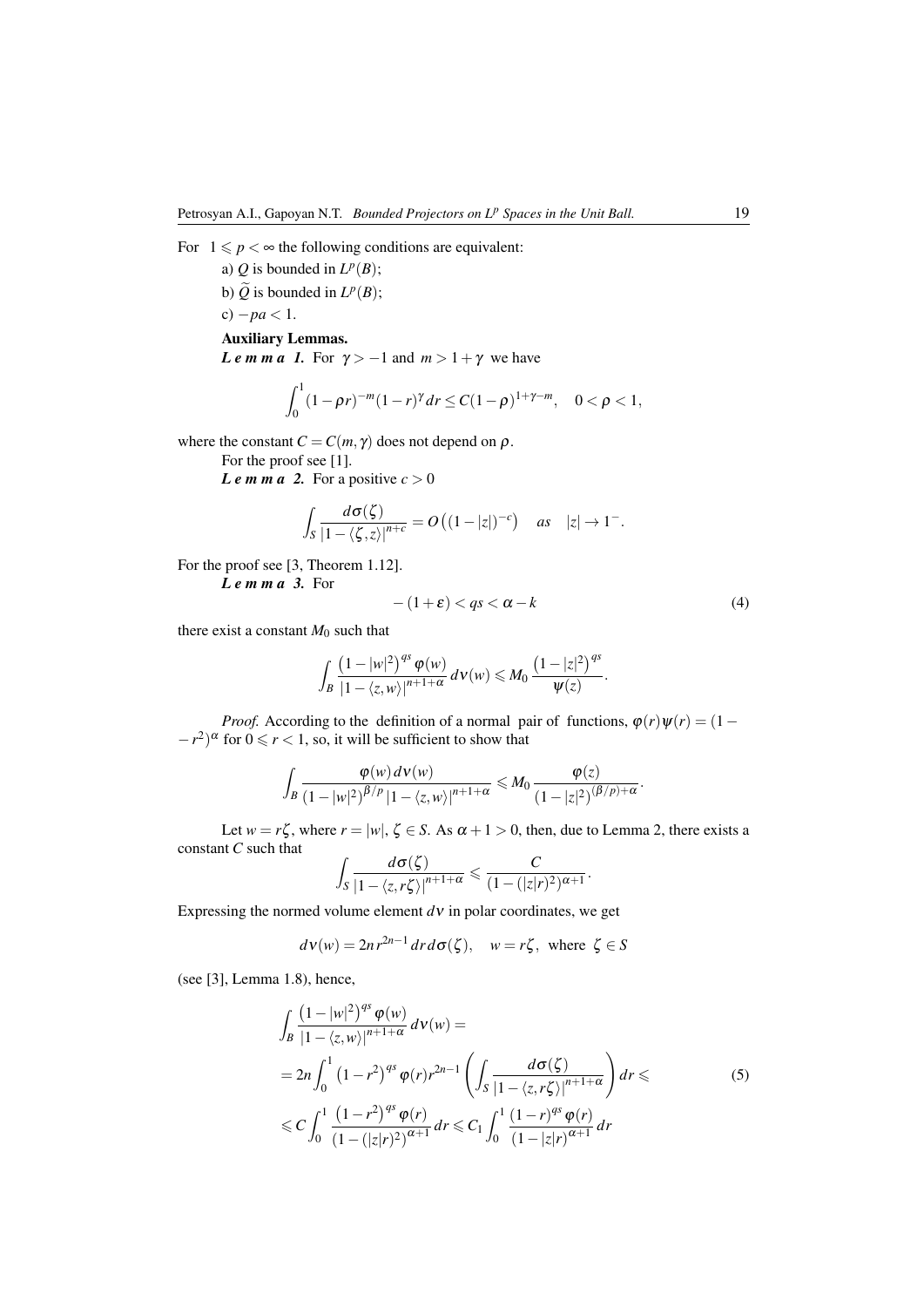For $1 \leqslant p < \infty$ the following conditions are equivalent:

a) $Q$ is bounded in $L^p(B)$;

b) $\widetilde{Q}$ is bounded in $L^p(B)$;

c) $-pa < 1$.

**Auxiliary Lemmas.**

***Lemma 1.*** For $\gamma > -1$ and $m > 1+\gamma$ we have

$$\int_0^1 (1-\rho r)^{-m}(1-r)^{\gamma} dr \leq C(1-\rho)^{1+\gamma-m}, \quad 0<\rho<1,$$

where the constant $C = C(m,\gamma)$ does not depend on $\rho$.

For the proof see [1].

***Lemma 2.*** For a positive $c > 0$

$$\int_S \frac{d\sigma(\zeta)}{|1-\langle \zeta, z\rangle|^{n+c}} = O\left((1-|z|)^{-c}\right) \quad as \quad |z| \to 1^-.$$

For the proof see [3, Theorem 1.12].

***Lemma 3.*** For

$$-(1+\varepsilon) < qs < \alpha - k \tag{4}$$

there exist a constant $M_0$ such that

$$\int_B \frac{\left(1-|w|^2\right)^{qs} \varphi(w)}{|1-\langle z,w\rangle|^{n+1+\alpha}}\, d\nu(w) \leqslant M_0\, \frac{\left(1-|z|^2\right)^{qs}}{\psi(z)}.$$

*Proof.* According to the definition of a normal pair of functions, $\varphi(r)\psi(r) = (1-r^2)^{\alpha}$ for $0 \leqslant r < 1$, so, it will be sufficient to show that

$$\int_B \frac{\varphi(w)\, d\nu(w)}{\left(1-|w|^2\right)^{\beta/p} |1-\langle z,w\rangle|^{n+1+\alpha}} \leqslant M_0\, \frac{\varphi(z)}{\left(1-|z|^2\right)^{(\beta/p)+\alpha}}.$$

Let $w = r\zeta$, where $r = |w|$, $\zeta \in S$. As $\alpha + 1 > 0$, then, due to Lemma 2, there exists a constant $C$ such that

$$\int_S \frac{d\sigma(\zeta)}{|1-\langle z, r\zeta\rangle|^{n+1+\alpha}} \leqslant \frac{C}{(1-(|z|r)^2)^{\alpha+1}}.$$

Expressing the normed volume element $d\nu$ in polar coordinates, we get

$$d\nu(w) = 2n\, r^{2n-1}\, dr\, d\sigma(\zeta), \quad w = r\zeta, \text{ where } \zeta \in S$$

(see [3], Lemma 1.8), hence,

$$\begin{aligned}
&\int_B \frac{\left(1-|w|^2\right)^{qs} \varphi(w)}{|1-\langle z,w\rangle|^{n+1+\alpha}}\, d\nu(w) = \\
&= 2n \int_0^1 \left(1-r^2\right)^{qs} \varphi(r) r^{2n-1} \left( \int_S \frac{d\sigma(\zeta)}{|1-\langle z, r\zeta\rangle|^{n+1+\alpha}} \right) dr \leqslant \\
&\leqslant C \int_0^1 \frac{\left(1-r^2\right)^{qs} \varphi(r)}{\left(1-(|z|r)^2\right)^{\alpha+1}}\, dr \leqslant C_1 \int_0^1 \frac{(1-r)^{qs} \varphi(r)}{(1-|z|r)^{\alpha+1}}\, dr
\end{aligned} \tag{5}$$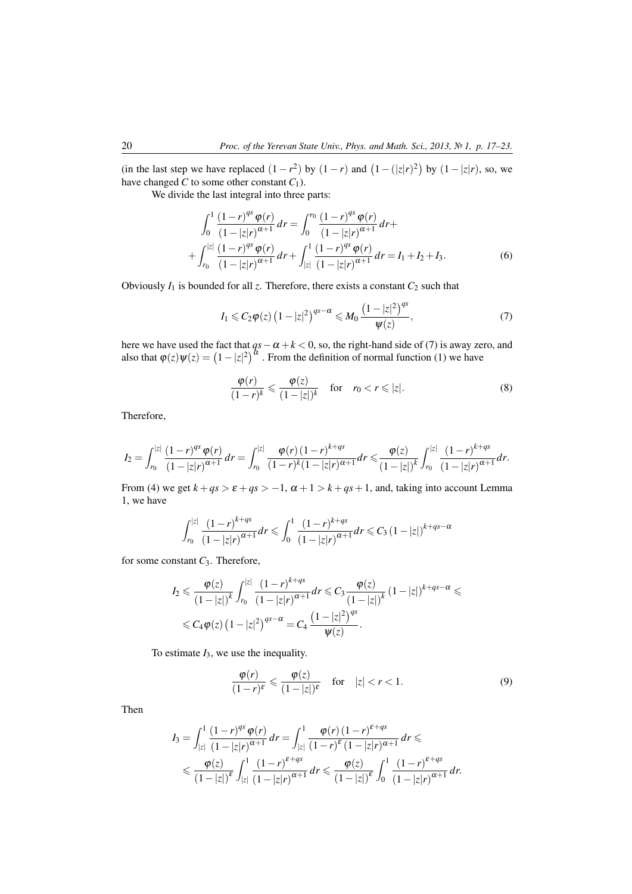(in the last step we have replaced $(1-r^2)$ by $(1-r)$ and $\left(1-(|z|r)^2\right)$ by $(1-|z|r)$, so, we have changed $C$ to some other constant $C_1$).

We divide the last integral into three parts:

$$\int_0^1 \frac{(1-r)^{qs}\varphi(r)}{(1-|z|r)^{\alpha+1}}\,dr = \int_0^{r_0} \frac{(1-r)^{qs}\varphi(r)}{(1-|z|r)^{\alpha+1}}\,dr + \\ + \int_{r_0}^{|z|} \frac{(1-r)^{qs}\varphi(r)}{(1-|z|r)^{\alpha+1}}\,dr + \int_{|z|}^1 \frac{(1-r)^{qs}\varphi(r)}{(1-|z|r)^{\alpha+1}}\,dr = I_1 + I_2 + I_3. \tag{6}$$

Obviously $I_1$ is bounded for all $z$. Therefore, there exists a constant $C_2$ such that

$$I_1 \leqslant C_2\varphi(z)\left(1-|z|^2\right)^{qs-\alpha} \leqslant M_0\,\frac{\left(1-|z|^2\right)^{qs}}{\psi(z)}, \tag{7}$$

here we have used the fact that $qs-\alpha+k<0$, so, the right-hand side of (7) is away zero, and also that $\varphi(z)\psi(z) = \left(1-|z|^2\right)^{\alpha}$. From the definition of normal function (1) we have

$$\frac{\varphi(r)}{(1-r)^k} \leqslant \frac{\varphi(z)}{(1-|z|)^k} \quad \text{for} \quad r_0 < r \leqslant |z|. \tag{8}$$

Therefore,

$$I_2 = \int_{r_0}^{|z|} \frac{(1-r)^{qs}\varphi(r)}{(1-|z|r)^{\alpha+1}}\,dr = \int_{r_0}^{|z|} \frac{\varphi(r)\,(1-r)^{k+qs}}{(1-r)^k(1-|z|r)^{\alpha+1}}dr \leqslant \frac{\varphi(z)}{(1-|z|)^k}\int_{r_0}^{|z|} \frac{(1-r)^{k+qs}}{(1-|z|r)^{\alpha+1}}dr.$$

From (4) we get $k+qs > \varepsilon+qs > -1$, $\alpha+1 > k+qs+1$, and, taking into account Lemma 1, we have

$$\int_{r_0}^{|z|} \frac{(1-r)^{k+qs}}{(1-|z|r)^{\alpha+1}}dr \leqslant \int_0^1 \frac{(1-r)^{k+qs}}{(1-|z|r)^{\alpha+1}}dr \leqslant C_3\left(1-|z|\right)^{k+qs-\alpha}$$

for some constant $C_3$. Therefore,

$$I_2 \leqslant \frac{\varphi(z)}{(1-|z|)^k}\int_{r_0}^{|z|} \frac{(1-r)^{k+qs}}{(1-|z|r)^{\alpha+1}}dr \leqslant C_3\frac{\varphi(z)}{(1-|z|)^k}\left(1-|z|\right)^{k+qs-\alpha} \leqslant \\ \leqslant C_4\varphi(z)\left(1-|z|^2\right)^{qs-\alpha} = C_4\,\frac{\left(1-|z|^2\right)^{qs}}{\psi(z)}.$$

To estimate $I_3$, we use the inequality.

$$\frac{\varphi(r)}{(1-r)^{\varepsilon}} \leqslant \frac{\varphi(z)}{(1-|z|)^{\varepsilon}} \quad \text{for} \quad |z| < r < 1. \tag{9}$$

Then

$$I_3 = \int_{|z|}^1 \frac{(1-r)^{qs}\varphi(r)}{(1-|z|r)^{\alpha+1}}\,dr = \int_{|z|}^1 \frac{\varphi(r)\,(1-r)^{\varepsilon+qs}}{(1-r)^{\varepsilon}\,(1-|z|r)^{\alpha+1}}\,dr \leqslant \\ \leqslant \frac{\varphi(z)}{(1-|z|)^{\varepsilon}}\int_{|z|}^1 \frac{(1-r)^{\varepsilon+qs}}{(1-|z|r)^{\alpha+1}}\,dr \leqslant \frac{\varphi(z)}{(1-|z|)^{\varepsilon}}\int_0^1 \frac{(1-r)^{\varepsilon+qs}}{(1-|z|r)^{\alpha+1}}\,dr.$$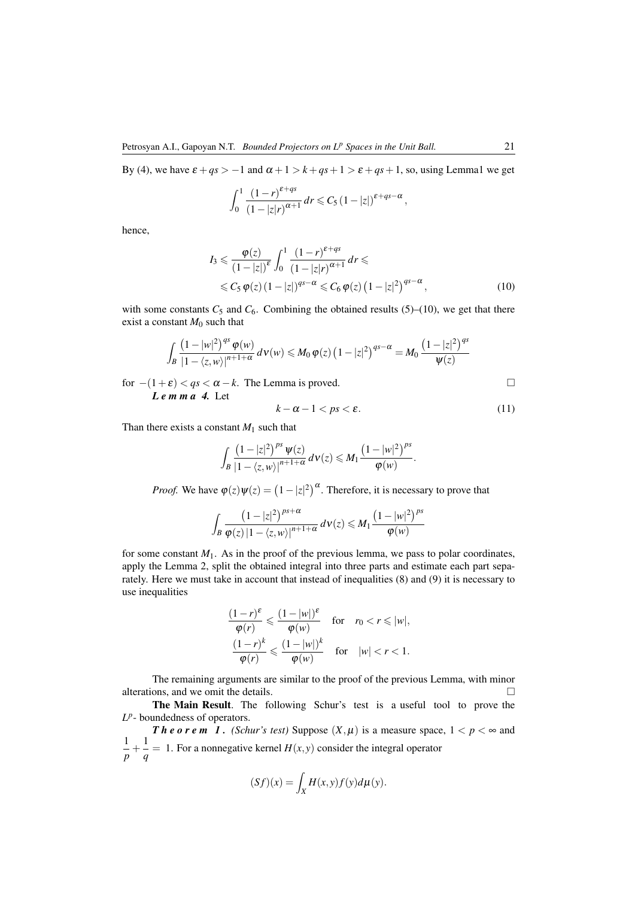By (4), we have $\varepsilon + qs > -1$ and $\alpha + 1 > k + qs + 1 > \varepsilon + qs + 1$, so, using Lemma1 we get

$$\int_0^1 \frac{(1-r)^{\varepsilon+qs}}{(1-|z|r)^{\alpha+1}}\,dr \leqslant C_5\,(1-|z|)^{\varepsilon+qs-\alpha},$$

hence,

$$I_3 \leqslant \frac{\varphi(z)}{(1-|z|)^{\varepsilon}} \int_0^1 \frac{(1-r)^{\varepsilon+qs}}{(1-|z|r)^{\alpha+1}}\,dr \leqslant$$
$$\leqslant C_5\,\varphi(z)\,(1-|z|)^{qs-\alpha} \leqslant C_6\,\varphi(z)\left(1-|z|^2\right)^{qs-\alpha}, \tag{10}$$

with some constants $C_5$ and $C_6$. Combining the obtained results (5)–(10), we get that there exist a constant $M_0$ such that

$$\int_B \frac{\left(1-|w|^2\right)^{qs}\varphi(w)}{|1-\langle z,w\rangle|^{n+1+\alpha}}\,d\nu(w) \leqslant M_0\,\varphi(z)\left(1-|z|^2\right)^{qs-\alpha} = M_0\,\frac{\left(1-|z|^2\right)^{qs}}{\psi(z)}$$

for $-(1+\varepsilon) < qs < \alpha - k$. The Lemma is proved. □

***Lemma 4.*** Let

$$k - \alpha - 1 < ps < \varepsilon. \tag{11}$$

Than there exists a constant $M_1$ such that

$$\int_B \frac{\left(1-|z|^2\right)^{ps}\psi(z)}{|1-\langle z,w\rangle|^{n+1+\alpha}}\,d\nu(z) \leqslant M_1\,\frac{\left(1-|w|^2\right)^{ps}}{\varphi(w)}.$$

*Proof.* We have $\varphi(z)\psi(z) = \left(1-|z|^2\right)^{\alpha}$. Therefore, it is necessary to prove that

$$\int_B \frac{\left(1-|z|^2\right)^{ps+\alpha}}{\varphi(z)\,|1-\langle z,w\rangle|^{n+1+\alpha}}\,d\nu(z) \leqslant M_1\,\frac{\left(1-|w|^2\right)^{ps}}{\varphi(w)}$$

for some constant $M_1$. As in the proof of the previous lemma, we pass to polar coordinates, apply the Lemma 2, split the obtained integral into three parts and estimate each part separately. Here we must take in account that instead of inequalities (8) and (9) it is necessary to use inequalities

$$\frac{(1-r)^{\varepsilon}}{\varphi(r)} \leqslant \frac{(1-|w|)^{\varepsilon}}{\varphi(w)} \quad \text{for} \quad r_0 < r \leqslant |w|,$$
$$\frac{(1-r)^{k}}{\varphi(r)} \leqslant \frac{(1-|w|)^{k}}{\varphi(w)} \quad \text{for} \quad |w| < r < 1.$$

The remaining arguments are similar to the proof of the previous Lemma, with minor alterations, and we omit the details. □

**The Main Result**. The following Schur's test is a useful tool to prove the $L^p$- boundedness of operators.

***Theorem 1.*** *(Schur's test)* Suppose $(X,\mu)$ is a measure space, $1 < p < \infty$ and $\dfrac{1}{p} + \dfrac{1}{q} = 1$. For a nonnegative kernel $H(x,y)$ consider the integral operator

$$(Sf)(x) = \int_X H(x,y)f(y)d\mu(y).$$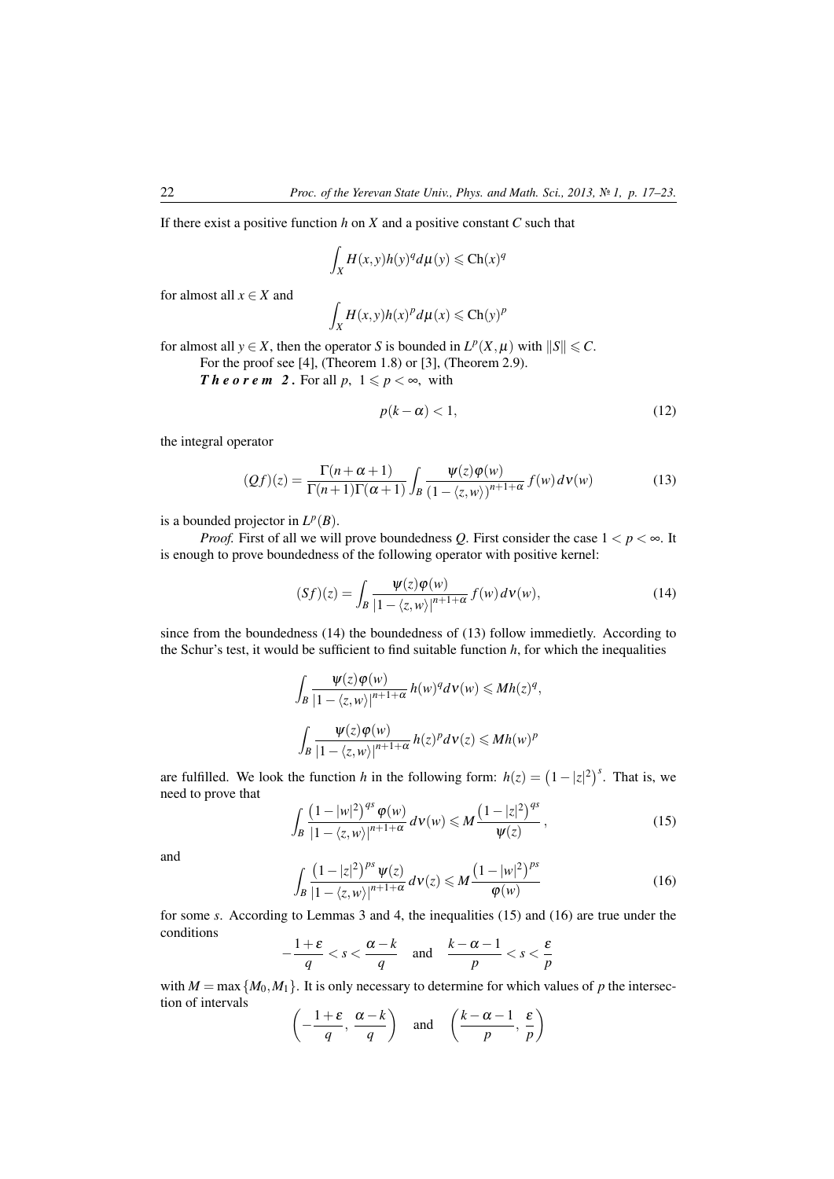If there exist a positive function $h$ on $X$ and a positive constant $C$ such that

$$\int_X H(x,y)h(y)^q d\mu(y) \leqslant \mathrm{C}h(x)^q$$

for almost all $x \in X$ and

$$\int_X H(x,y)h(x)^p d\mu(x) \leqslant \mathrm{C}h(y)^p$$

for almost all $y \in X$, then the operator $S$ is bounded in $L^p(X,\mu)$ with $\|S\| \leqslant C$.

For the proof see [4], (Theorem 1.8) or [3], (Theorem 2.9).

***T h e o r e m 2 .*** For all $p$, $1 \leqslant p < \infty$, with

$$p(k-\alpha) < 1, \tag{12}$$

the integral operator

$$(Qf)(z) = \frac{\Gamma(n+\alpha+1)}{\Gamma(n+1)\Gamma(\alpha+1)} \int_B \frac{\psi(z)\varphi(w)}{(1-\langle z,w\rangle)^{n+1+\alpha}} f(w)\, d\nu(w) \tag{13}$$

is a bounded projector in $L^p(B)$.

*Proof.* First of all we will prove boundedness $Q$. First consider the case $1 < p < \infty$. It is enough to prove boundedness of the following operator with positive kernel:

$$(Sf)(z) = \int_B \frac{\psi(z)\varphi(w)}{|1-\langle z,w\rangle|^{n+1+\alpha}} f(w)\, d\nu(w), \tag{14}$$

since from the boundedness (14) the boundedness of (13) follow immedietly. According to the Schur's test, it would be sufficient to find suitable function $h$, for which the inequalities

$$\int_B \frac{\psi(z)\varphi(w)}{|1-\langle z,w\rangle|^{n+1+\alpha}} h(w)^q d\nu(w) \leqslant M h(z)^q,$$

$$\int_B \frac{\psi(z)\varphi(w)}{|1-\langle z,w\rangle|^{n+1+\alpha}} h(z)^p d\nu(z) \leqslant M h(w)^p$$

are fulfilled. We look the function $h$ in the following form: $h(z) = \left(1-|z|^2\right)^s$. That is, we need to prove that

$$\int_B \frac{\left(1-|w|^2\right)^{qs} \varphi(w)}{|1-\langle z,w\rangle|^{n+1+\alpha}}\, d\nu(w) \leqslant M \frac{\left(1-|z|^2\right)^{qs}}{\psi(z)}, \tag{15}$$

and

$$\int_B \frac{\left(1-|z|^2\right)^{ps} \psi(z)}{|1-\langle z,w\rangle|^{n+1+\alpha}}\, d\nu(z) \leqslant M \frac{\left(1-|w|^2\right)^{ps}}{\varphi(w)} \tag{16}$$

for some $s$. According to Lemmas 3 and 4, the inequalities (15) and (16) are true under the conditions

$$-\frac{1+\varepsilon}{q} < s < \frac{\alpha-k}{q} \quad \text{and} \quad \frac{k-\alpha-1}{p} < s < \frac{\varepsilon}{p}$$

with $M = \max\{M_0, M_1\}$. It is only necessary to determine for which values of $p$ the intersection of intervals

$$\left(-\frac{1+\varepsilon}{q}, \frac{\alpha-k}{q}\right) \quad \text{and} \quad \left(\frac{k-\alpha-1}{p}, \frac{\varepsilon}{p}\right)$$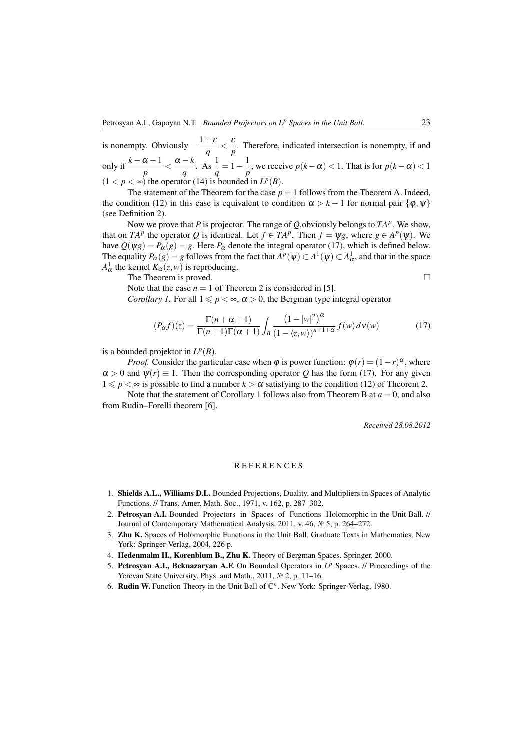is nonempty. Obviously $-\dfrac{1+\varepsilon}{q} < \dfrac{\varepsilon}{p}$. Therefore, indicated intersection is nonempty, if and only if $\dfrac{k-\alpha-1}{p} < \dfrac{\alpha-k}{q}$. As $\dfrac{1}{q} = 1 - \dfrac{1}{p}$, we receive $p(k-\alpha) < 1$. That is for $p(k-\alpha) < 1$ $(1 < p < \infty)$ the operator (14) is bounded in $L^p(B)$.

The statement of the Theorem for the case $p = 1$ follows from the Theorem A. Indeed, the condition (12) in this case is equivalent to condition $\alpha > k-1$ for normal pair $\{\varphi, \psi\}$ (see Definition 2).

Now we prove that $P$ is projector. The range of $Q$,obviously belongs to $TA^p$. We show, that on $TA^p$ the operator $Q$ is identical. Let $f \in TA^p$. Then $f = \psi g$, where $g \in A^p(\psi)$. We have $Q(\psi g) = P_\alpha(g) = g$. Here $P_\alpha$ denote the integral operator (17), which is defined below. The equality $P_\alpha(g) = g$ follows from the fact that $A^p(\psi) \subset A^1(\psi) \subset A^1_\alpha$, and that in the space $A^1_\alpha$ the kernel $K_\alpha(z,w)$ is reproducing.

The Theorem is proved. $\square$

Note that the case $n = 1$ of Theorem 2 is considered in [5].

*Corollary 1.* For all $1 \leqslant p < \infty$, $\alpha > 0$, the Bergman type integral operator

$$(P_\alpha f)(z) = \frac{\Gamma(n+\alpha+1)}{\Gamma(n+1)\Gamma(\alpha+1)} \int_B \frac{\left(1-|w|^2\right)^\alpha}{\left(1-\langle z,w\rangle\right)^{n+1+\alpha}} f(w)\, d\nu(w) \tag{17}$$

is a bounded projektor in $L^p(B)$.

*Proof.* Consider the particular case when $\varphi$ is power function: $\varphi(r) = (1-r)^\alpha$, where $\alpha > 0$ and $\psi(r) \equiv 1$. Then the corresponding operator $Q$ has the form (17). For any given $1 \leqslant p < \infty$ is possible to find a number $k > \alpha$ satisfying to the condition (12) of Theorem 2.

Note that the statement of Corollary 1 follows also from Theorem B at $a = 0$, and also from Rudin–Forelli theorem [6].

*Received 28.08.2012*

## REFERENCES

1. **Shields A.L., Williams D.L.** Bounded Projections, Duality, and Multipliers in Spaces of Analytic Functions. // Trans. Amer. Math. Soc., 1971, v. 162, p. 287–302.
2. **Petrosyan A.I.** Bounded Projectors in Spaces of Functions Holomorphic in the Unit Ball. // Journal of Contemporary Mathematical Analysis, 2011, v. 46, № 5, p. 264–272.
3. **Zhu K.** Spaces of Holomorphic Functions in the Unit Ball. Graduate Texts in Mathematics. New York: Springer-Verlag, 2004, 226 p.
4. **Hedenmalm H., Korenblum B., Zhu K.** Theory of Bergman Spaces. Springer, 2000.
5. **Petrosyan A.I., Beknazaryan A.F.** On Bounded Operators in $L^p$ Spaces. // Proceedings of the Yerevan State University, Phys. and Math., 2011, № 2, p. 11–16.
6. **Rudin W.** Function Theory in the Unit Ball of $\mathbb{C}^n$. New York: Springer-Verlag, 1980.